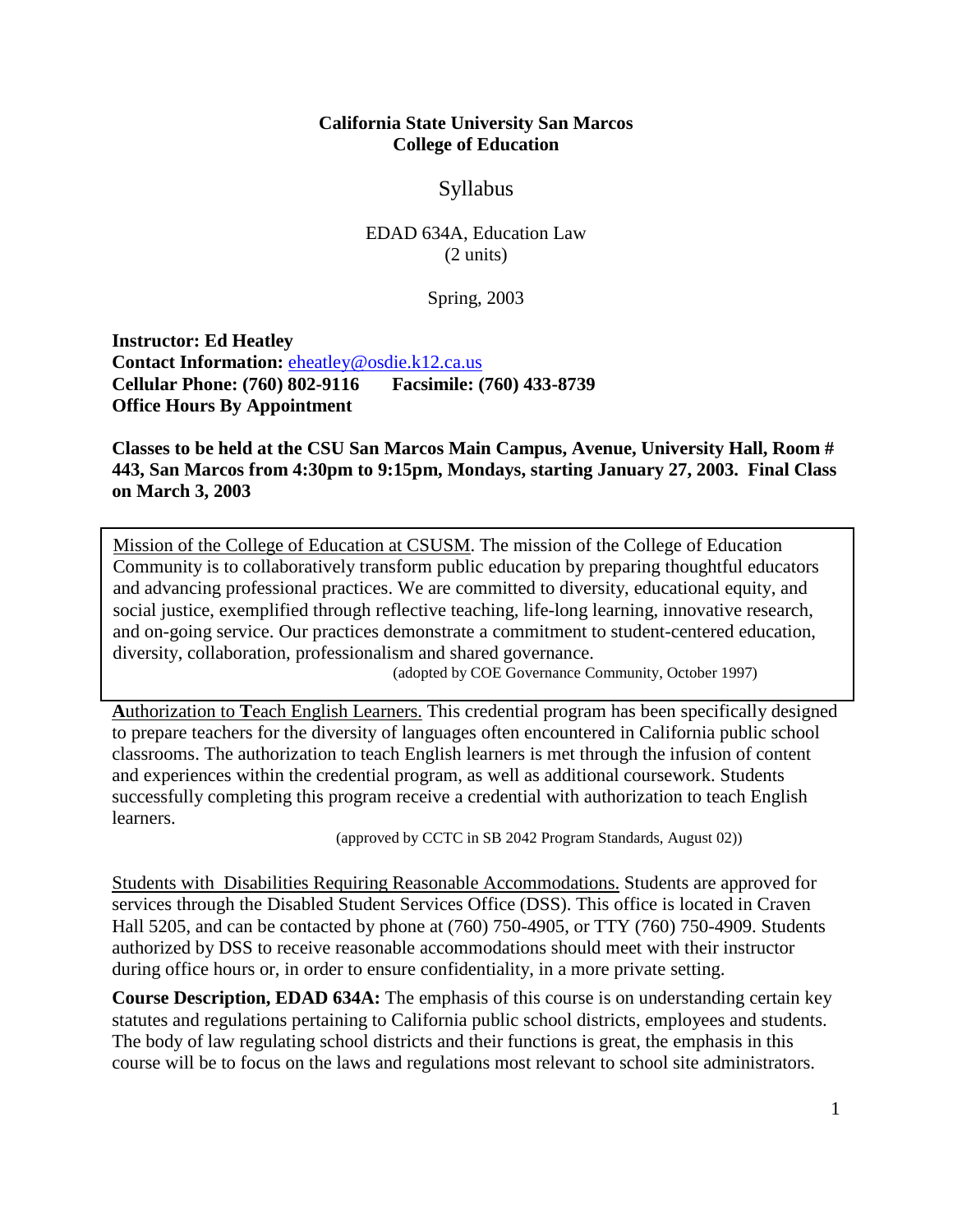**California State University San Marcos**
**College of Education**

Syllabus

EDAD 634A, Education Law
(2 units)

Spring, 2003

**Instructor: Ed Heatley**
**Contact Information:** eheatley@osdie.k12.ca.us
**Cellular Phone: (760) 802-9116 Facsimile: (760) 433-8739**
**Office Hours By Appointment**

**Classes to be held at the CSU San Marcos Main Campus, Avenue, University Hall, Room # 443, San Marcos from 4:30pm to 9:15pm, Mondays, starting January 27, 2003. Final Class on March 3, 2003**

Mission of the College of Education at CSUSM. The mission of the College of Education Community is to collaboratively transform public education by preparing thoughtful educators and advancing professional practices. We are committed to diversity, educational equity, and social justice, exemplified through reflective teaching, life-long learning, innovative research, and on-going service. Our practices demonstrate a commitment to student-centered education, diversity, collaboration, professionalism and shared governance.

(adopted by COE Governance Community, October 1997)

**A**uthorization to **T**each English Learners. This credential program has been specifically designed to prepare teachers for the diversity of languages often encountered in California public school classrooms. The authorization to teach English learners is met through the infusion of content and experiences within the credential program, as well as additional coursework. Students successfully completing this program receive a credential with authorization to teach English learners.

(approved by CCTC in SB 2042 Program Standards, August 02))

Students with Disabilities Requiring Reasonable Accommodations. Students are approved for services through the Disabled Student Services Office (DSS). This office is located in Craven Hall 5205, and can be contacted by phone at (760) 750-4905, or TTY (760) 750-4909. Students authorized by DSS to receive reasonable accommodations should meet with their instructor during office hours or, in order to ensure confidentiality, in a more private setting.

**Course Description, EDAD 634A:** The emphasis of this course is on understanding certain key statutes and regulations pertaining to California public school districts, employees and students. The body of law regulating school districts and their functions is great, the emphasis in this course will be to focus on the laws and regulations most relevant to school site administrators.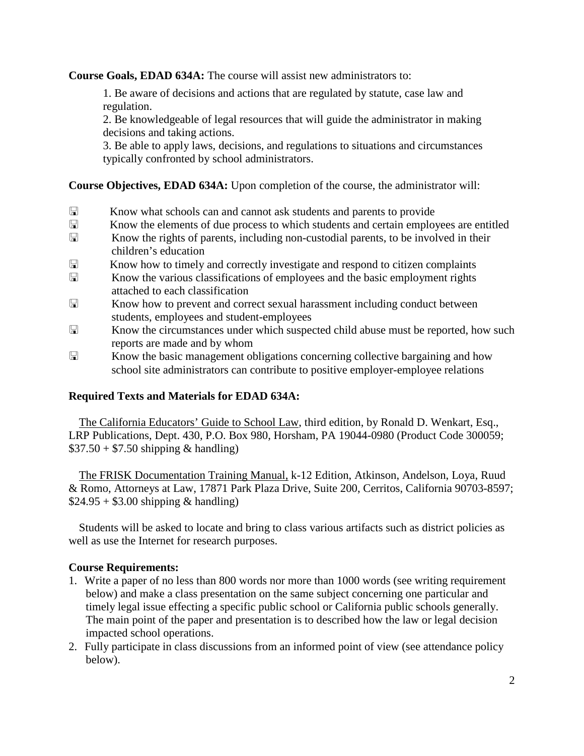**Course Goals, EDAD 634A:** The course will assist new administrators to:

1. Be aware of decisions and actions that are regulated by statute, case law and regulation.
2. Be knowledgeable of legal resources that will guide the administrator in making decisions and taking actions.
3. Be able to apply laws, decisions, and regulations to situations and circumstances typically confronted by school administrators.

**Course Objectives, EDAD 634A:** Upon completion of the course, the administrator will:

- Know what schools can and cannot ask students and parents to provide
- Know the elements of due process to which students and certain employees are entitled
- Know the rights of parents, including non-custodial parents, to be involved in their children's education
- Know how to timely and correctly investigate and respond to citizen complaints
- Know the various classifications of employees and the basic employment rights attached to each classification
- Know how to prevent and correct sexual harassment including conduct between students, employees and student-employees
- Know the circumstances under which suspected child abuse must be reported, how such reports are made and by whom
- Know the basic management obligations concerning collective bargaining and how school site administrators can contribute to positive employer-employee relations

**Required Texts and Materials for EDAD 634A:**

The California Educators' Guide to School Law, third edition, by Ronald D. Wenkart, Esq., LRP Publications, Dept. 430, P.O. Box 980, Horsham, PA 19044-0980 (Product Code 300059; $37.50 + $7.50 shipping & handling)

The FRISK Documentation Training Manual, k-12 Edition, Atkinson, Andelson, Loya, Ruud & Romo, Attorneys at Law, 17871 Park Plaza Drive, Suite 200, Cerritos, California 90703-8597; $24.95 + $3.00 shipping & handling)

Students will be asked to locate and bring to class various artifacts such as district policies as well as use the Internet for research purposes.

**Course Requirements:**

1. Write a paper of no less than 800 words nor more than 1000 words (see writing requirement below) and make a class presentation on the same subject concerning one particular and timely legal issue effecting a specific public school or California public schools generally. The main point of the paper and presentation is to described how the law or legal decision impacted school operations.
2. Fully participate in class discussions from an informed point of view (see attendance policy below).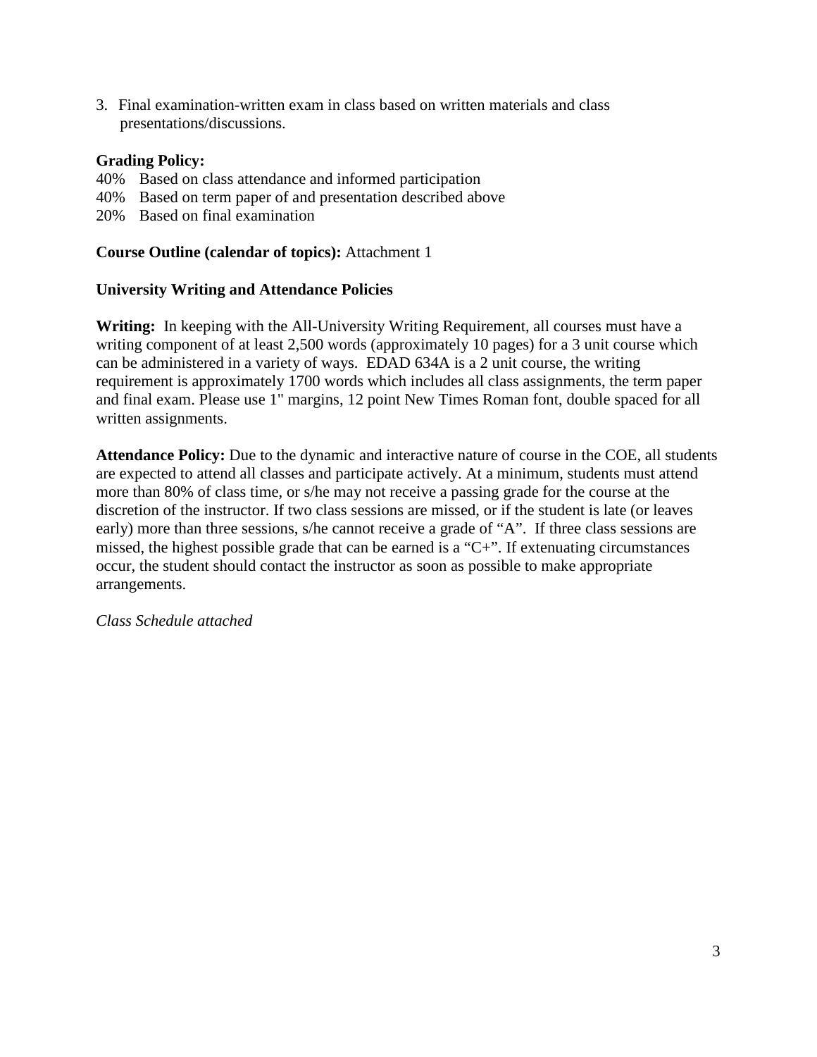3. Final examination-written exam in class based on written materials and class presentations/discussions.

**Grading Policy:**

40% Based on class attendance and informed participation
40% Based on term paper of and presentation described above
20% Based on final examination

**Course Outline (calendar of topics):** Attachment 1

**University Writing and Attendance Policies**

**Writing:** In keeping with the All-University Writing Requirement, all courses must have a writing component of at least 2,500 words (approximately 10 pages) for a 3 unit course which can be administered in a variety of ways. EDAD 634A is a 2 unit course, the writing requirement is approximately 1700 words which includes all class assignments, the term paper and final exam. Please use 1" margins, 12 point New Times Roman font, double spaced for all written assignments.

**Attendance Policy:** Due to the dynamic and interactive nature of course in the COE, all students are expected to attend all classes and participate actively. At a minimum, students must attend more than 80% of class time, or s/he may not receive a passing grade for the course at the discretion of the instructor. If two class sessions are missed, or if the student is late (or leaves early) more than three sessions, s/he cannot receive a grade of "A". If three class sessions are missed, the highest possible grade that can be earned is a "C+". If extenuating circumstances occur, the student should contact the instructor as soon as possible to make appropriate arrangements.

*Class Schedule attached*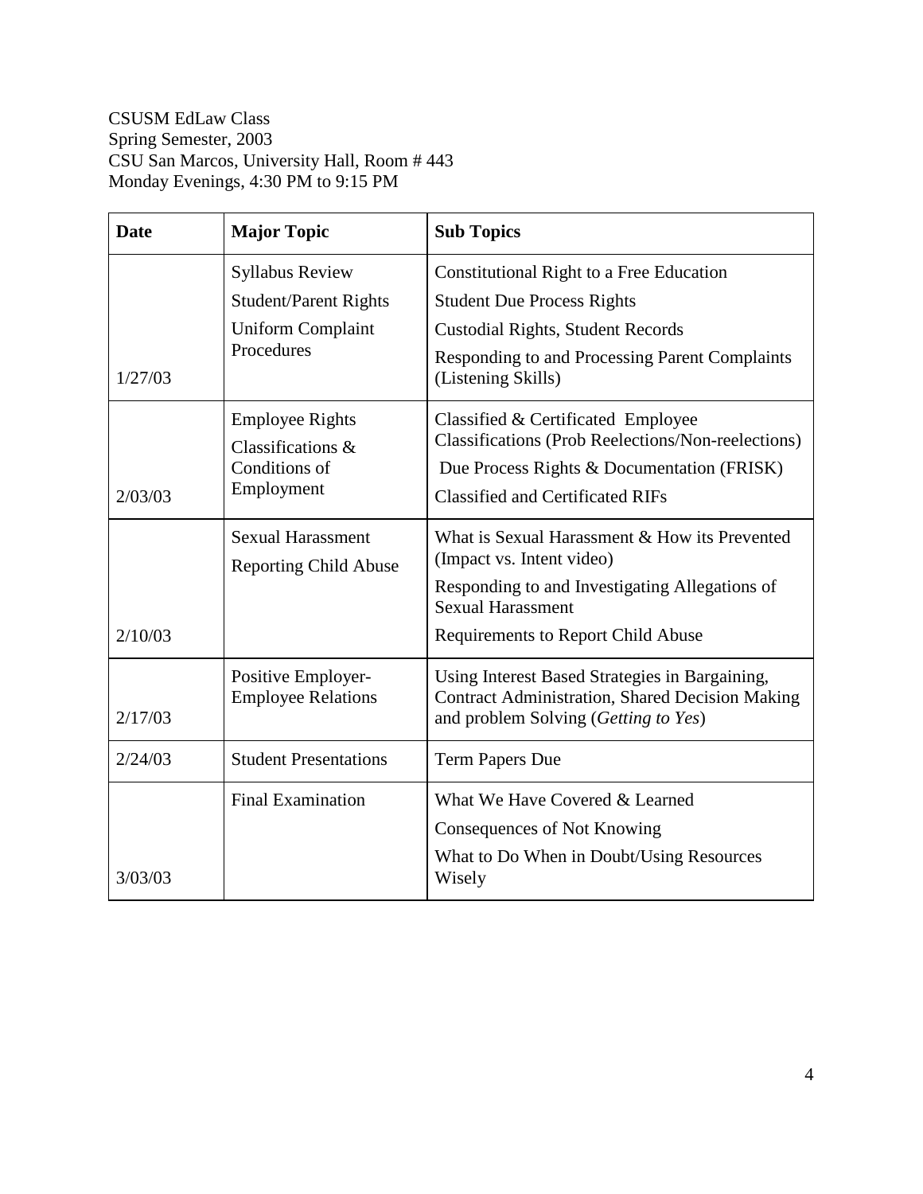CSUSM EdLaw Class
Spring Semester, 2003
CSU San Marcos, University Hall, Room # 443
Monday Evenings, 4:30 PM to 9:15 PM

| **Date** | **Major Topic** | **Sub Topics** |
|---|---|---|
| 1/27/03 | Syllabus Review<br>Student/Parent Rights<br>Uniform Complaint Procedures | Constitutional Right to a Free Education<br>Student Due Process Rights<br>Custodial Rights, Student Records<br>Responding to and Processing Parent Complaints (Listening Skills) |
| 2/03/03 | Employee Rights<br>Classifications & Conditions of Employment | Classified & Certificated Employee Classifications (Prob Reelections/Non-reelections)<br>Due Process Rights & Documentation (FRISK)<br>Classified and Certificated RIFs |
| 2/10/03 | Sexual Harassment<br>Reporting Child Abuse | What is Sexual Harassment & How its Prevented (Impact vs. Intent video)<br>Responding to and Investigating Allegations of Sexual Harassment<br>Requirements to Report Child Abuse |
| 2/17/03 | Positive Employer-Employee Relations | Using Interest Based Strategies in Bargaining, Contract Administration, Shared Decision Making and problem Solving (*Getting to Yes*) |
| 2/24/03 | Student Presentations | Term Papers Due |
| 3/03/03 | Final Examination | What We Have Covered & Learned<br>Consequences of Not Knowing<br>What to Do When in Doubt/Using Resources Wisely |